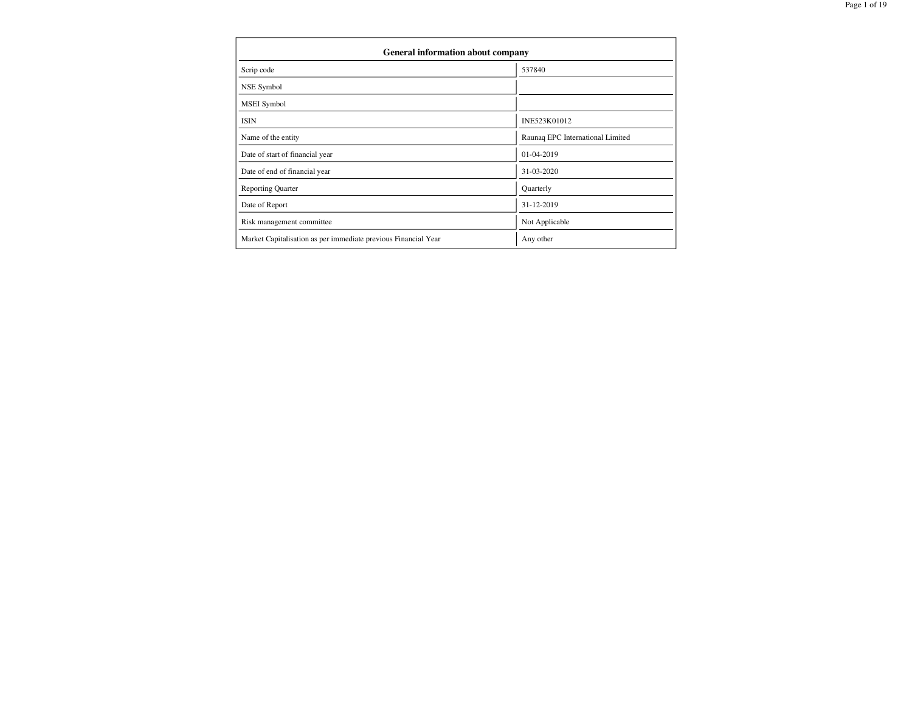| General information about company | |
|---|---|
| Scrip code | 537840 |
| NSE Symbol | |
| MSEI Symbol | |
| ISIN | INE523K01012 |
| Name of the entity | Raunaq EPC International Limited |
| Date of start of financial year | 01-04-2019 |
| Date of end of financial year | 31-03-2020 |
| Reporting Quarter | Quarterly |
| Date of Report | 31-12-2019 |
| Risk management committee | Not Applicable |
| Market Capitalisation as per immediate previous Financial Year | Any other |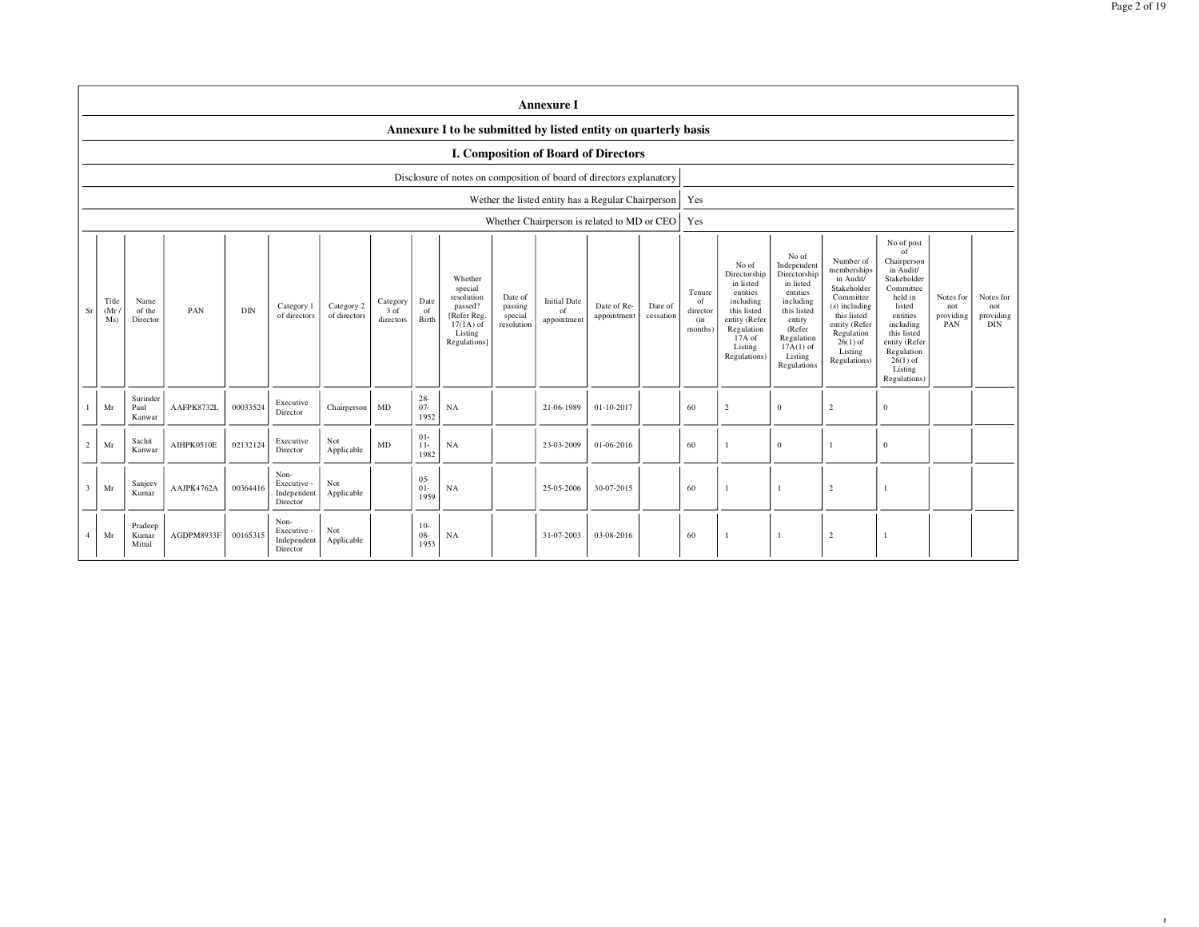# Annexure I

## Annexure I to be submitted by listed entity on quarterly basis

### I. Composition of Board of Directors

| | |
|---|---|
| Disclosure of notes on composition of board of directors explanatory | |
| Wether the listed entity has a Regular Chairperson | Yes |
| Whether Chairperson is related to MD or CEO | Yes |

| Sr | Title (Mr / Ms) | Name of the Director | PAN | DIN | Category 1 of directors | Category 2 of directors | Category 3 of directors | Date of Birth | Whether special resolution passed? [Refer Reg. 17(1A) of Listing Regulations] | Date of passing special resolution | Initial Date of appointment | Date of Re-appointment | Date of cessation | Tenure of director (in months) | No of Directorship in listed entities including this listed entity (Refer Regulation 17A of Listing Regulations) | No of Independent Directorship in listed entities including this listed entity (Refer Regulation 17A(1) of Listing Regulations | Number of memberships in Audit/ Stakeholder Committee (s) including this listed entity (Refer Regulation 26(1) of Listing Regulations) | No of post of Chairperson in Audit/ Stakeholder Committee held in listed entities including this listed entity (Refer Regulation 26(1) of Listing Regulations) | Notes for not providing PAN | Notes for not providing DIN |
|---|---|---|---|---|---|---|---|---|---|---|---|---|---|---|---|---|---|---|---|---|
| 1 | Mr | Surinder Paul Kanwar | AAFPK8732L | 00033524 | Executive Director | Chairperson | MD | 28-07-1952 | NA | | 21-06-1989 | 01-10-2017 | | 60 | 2 | 0 | 2 | 0 | | |
| 2 | Mr | Sachit Kanwar | AIHPK0510E | 02132124 | Executive Director | Not Applicable | MD | 01-11-1982 | NA | | 23-03-2009 | 01-06-2016 | | 60 | 1 | 0 | 1 | 0 | | |
| 3 | Mr | Sanjeev Kumar | AAJPK4762A | 00364416 | Non-Executive - Independent Director | Not Applicable | | 05-01-1959 | NA | | 25-05-2006 | 30-07-2015 | | 60 | 1 | 1 | 2 | 1 | | |
| 4 | Mr | Pradeep Kumar Mittal | AGDPM8933F | 00165315 | Non-Executive - Independent Director | Not Applicable | | 10-08-1953 | NA | | 31-07-2003 | 03-08-2016 | | 60 | 1 | 1 | 2 | 1 | | |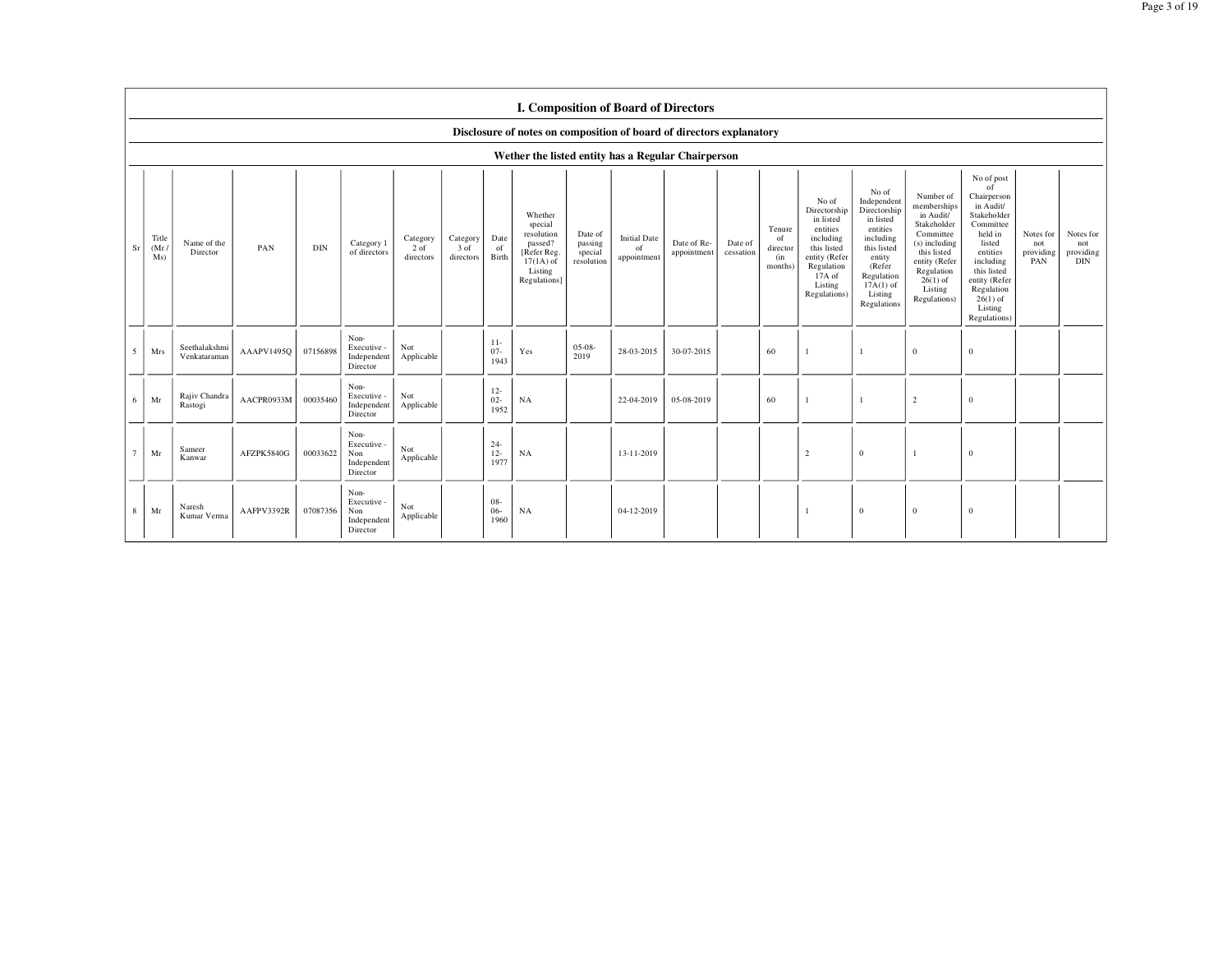## I. Composition of Board of Directors

### Disclosure of notes on composition of board of directors explanatory

### Wether the listed entity has a Regular Chairperson

| Sr | Title (Mr / Ms) | Name of the Director | PAN | DIN | Category 1 of directors | Category 2 of directors | Category 3 of directors | Date of Birth | Whether special resolution passed? [Refer Reg. 17(1A) of Listing Regulations] | Date of passing special resolution | Initial Date of appointment | Date of Re-appointment | Date of cessation | Tenure of director (in months) | No of Directorship in listed entities including this listed entity (Refer Regulation 17A of Listing Regulations) | No of Independent Directorship in listed entities including this listed entity (Refer Regulation 17A(1) of Listing Regulations | Number of memberships in Audit/ Stakeholder Committee (s) including this listed entity (Refer Regulation 26(1) of Listing Regulations) | No of post of Chairperson in Audit/ Stakeholder Committee held in listed entities including this listed entity (Refer Regulation 26(1) of Listing Regulations) | Notes for not providing PAN | Notes for not providing DIN |
|---|---|---|---|---|---|---|---|---|---|---|---|---|---|---|---|---|---|---|---|---|
| 5 | Mrs | Seethalakshmi Venkataraman | AAAPV1495Q | 07156898 | Non-Executive - Independent Director | Not Applicable | | 11-07-1943 | Yes | 05-08-2019 | 28-03-2015 | 30-07-2015 | | 60 | 1 | 1 | 0 | 0 | | |
| 6 | Mr | Rajiv Chandra Rastogi | AACPR0933M | 00035460 | Non-Executive - Independent Director | Not Applicable | | 12-02-1952 | NA | | 22-04-2019 | 05-08-2019 | | 60 | 1 | 1 | 2 | 0 | | |
| 7 | Mr | Sameer Kanwar | AFZPK5840G | 00033622 | Non-Executive - Non Independent Director | Not Applicable | | 24-12-1977 | NA | | 13-11-2019 | | | | 2 | 0 | 1 | 0 | | |
| 8 | Mr | Naresh Kumar Verma | AAFPV3392R | 07087356 | Non-Executive - Non Independent Director | Not Applicable | | 08-06-1960 | NA | | 04-12-2019 | | | | 1 | 0 | 0 | 0 | | |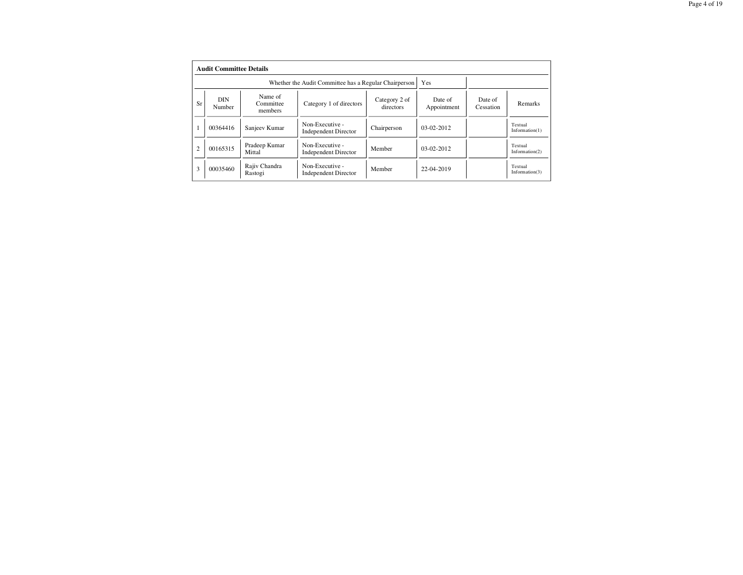## Audit Committee Details

| Whether the Audit Committee has a Regular Chairperson | Yes |
|---|---|

| Sr | DIN Number | Name of Committee members | Category 1 of directors | Category 2 of directors | Date of Appointment | Date of Cessation | Remarks |
|---|---|---|---|---|---|---|---|
| 1 | 00364416 | Sanjeev Kumar | Non-Executive - Independent Director | Chairperson | 03-02-2012 | | Textual Information(1) |
| 2 | 00165315 | Pradeep Kumar Mittal | Non-Executive - Independent Director | Member | 03-02-2012 | | Textual Information(2) |
| 3 | 00035460 | Rajiv Chandra Rastogi | Non-Executive - Independent Director | Member | 22-04-2019 | | Textual Information(3) |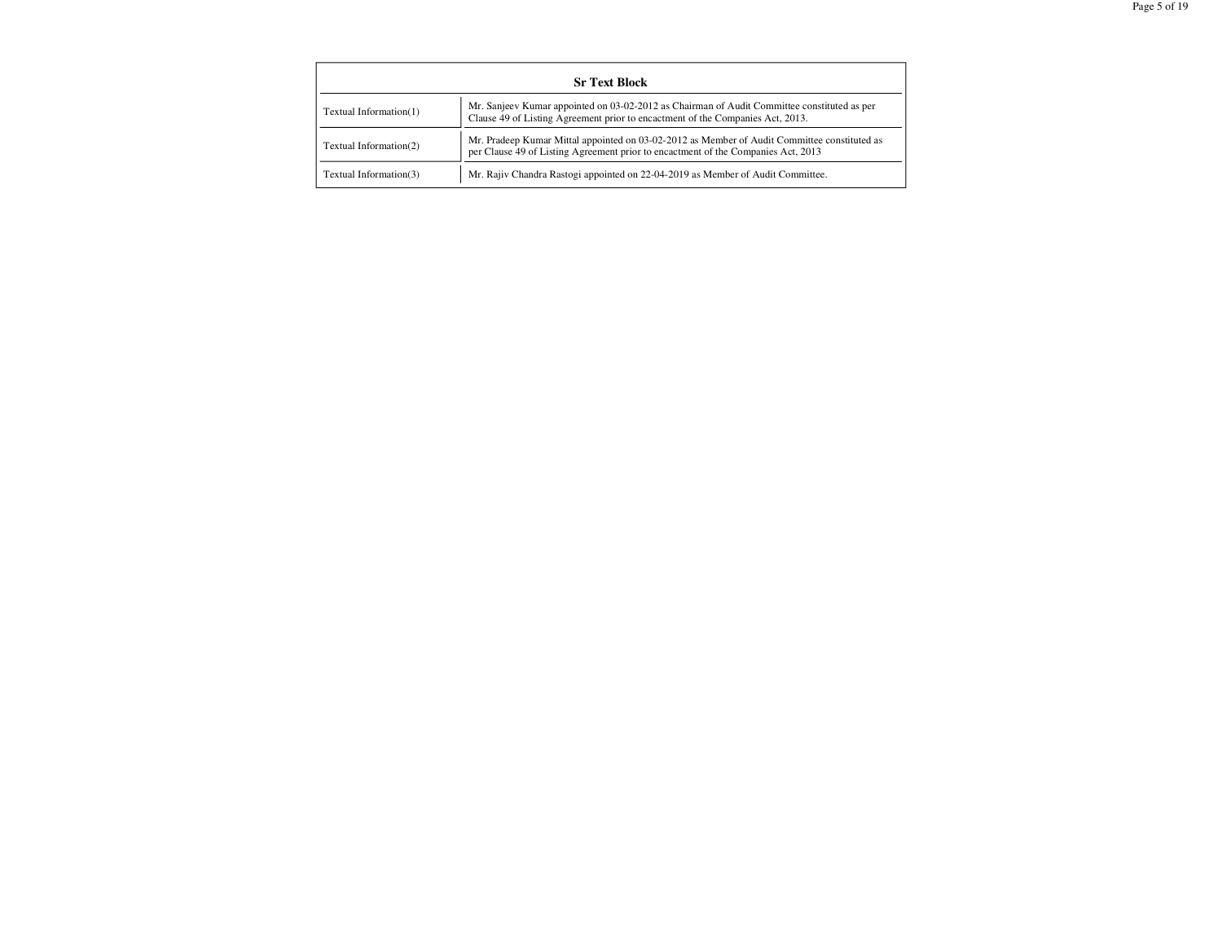| Sr Text Block | |
|---|---|
| Textual Information(1) | Mr. Sanjeev Kumar appointed on 03-02-2012 as Chairman of Audit Committee constituted as per Clause 49 of Listing Agreement prior to encactment of the Companies Act, 2013. |
| Textual Information(2) | Mr. Pradeep Kumar Mittal appointed on 03-02-2012 as Member of Audit Committee constituted as per Clause 49 of Listing Agreement prior to encactment of the Companies Act, 2013 |
| Textual Information(3) | Mr. Rajiv Chandra Rastogi appointed on 22-04-2019 as Member of Audit Committee. |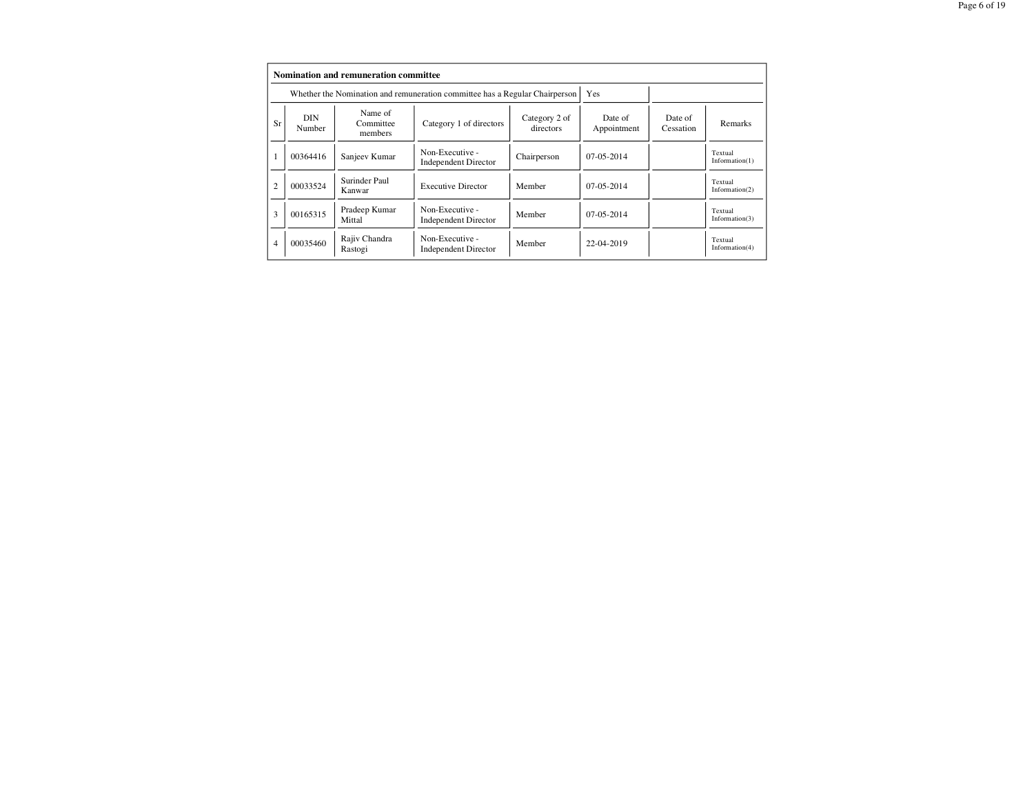**Nomination and remuneration committee**

| Whether the Nomination and remuneration committee has a Regular Chairperson | | | | | Yes | | |
|---|---|---|---|---|---|---|---|
| Sr | DIN Number | Name of Committee members | Category 1 of directors | Category 2 of directors | Date of Appointment | Date of Cessation | Remarks |
| 1 | 00364416 | Sanjeev Kumar | Non-Executive - Independent Director | Chairperson | 07-05-2014 | | Textual Information(1) |
| 2 | 00033524 | Surinder Paul Kanwar | Executive Director | Member | 07-05-2014 | | Textual Information(2) |
| 3 | 00165315 | Pradeep Kumar Mittal | Non-Executive - Independent Director | Member | 07-05-2014 | | Textual Information(3) |
| 4 | 00035460 | Rajiv Chandra Rastogi | Non-Executive - Independent Director | Member | 22-04-2019 | | Textual Information(4) |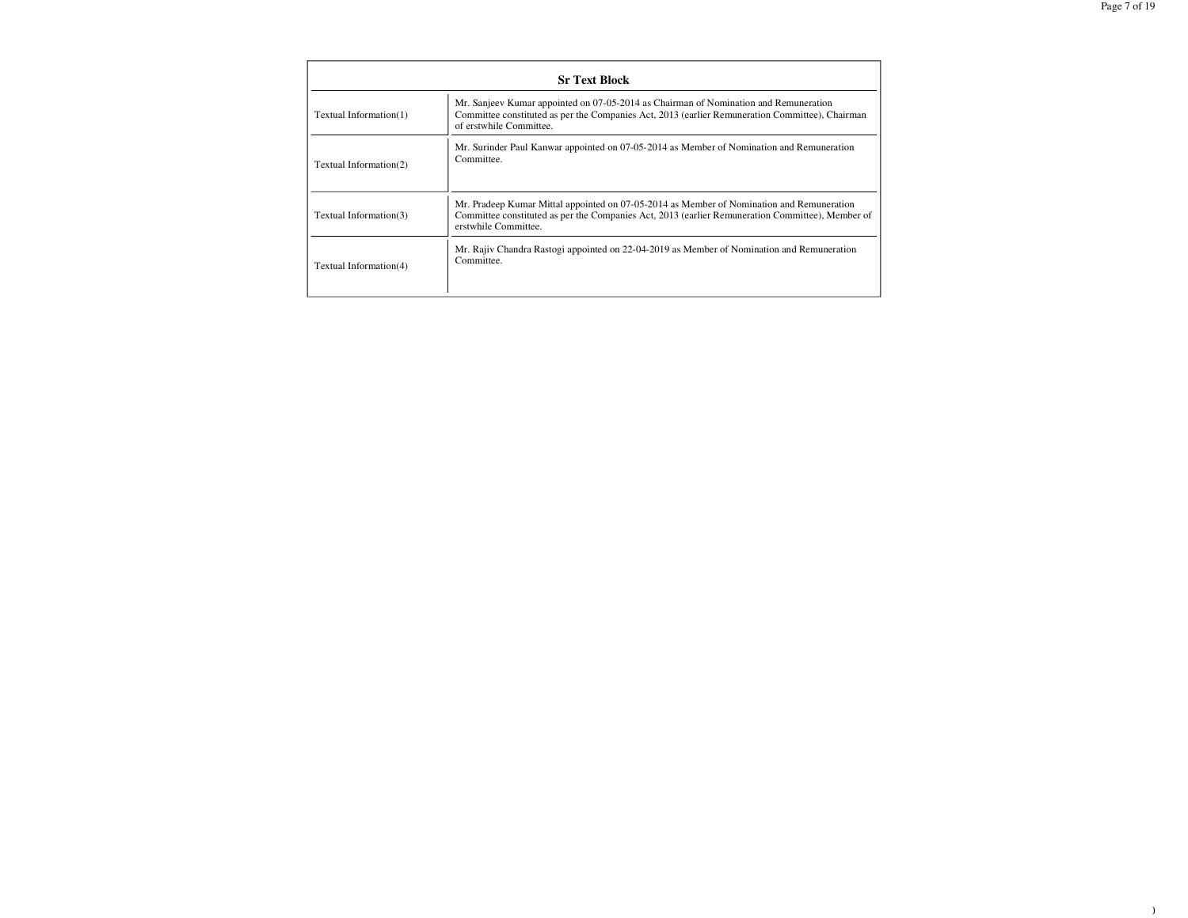| Sr Text Block | |
|---|---|
| Textual Information(1) | Mr. Sanjeev Kumar appointed on 07-05-2014 as Chairman of Nomination and Remuneration Committee constituted as per the Companies Act, 2013 (earlier Remuneration Committee), Chairman of erstwhile Committee. |
| Textual Information(2) | Mr. Surinder Paul Kanwar appointed on 07-05-2014 as Member of Nomination and Remuneration Committee. |
| Textual Information(3) | Mr. Pradeep Kumar Mittal appointed on 07-05-2014 as Member of Nomination and Remuneration Committee constituted as per the Companies Act, 2013 (earlier Remuneration Committee), Member of erstwhile Committee. |
| Textual Information(4) | Mr. Rajiv Chandra Rastogi appointed on 22-04-2019 as Member of Nomination and Remuneration Committee. |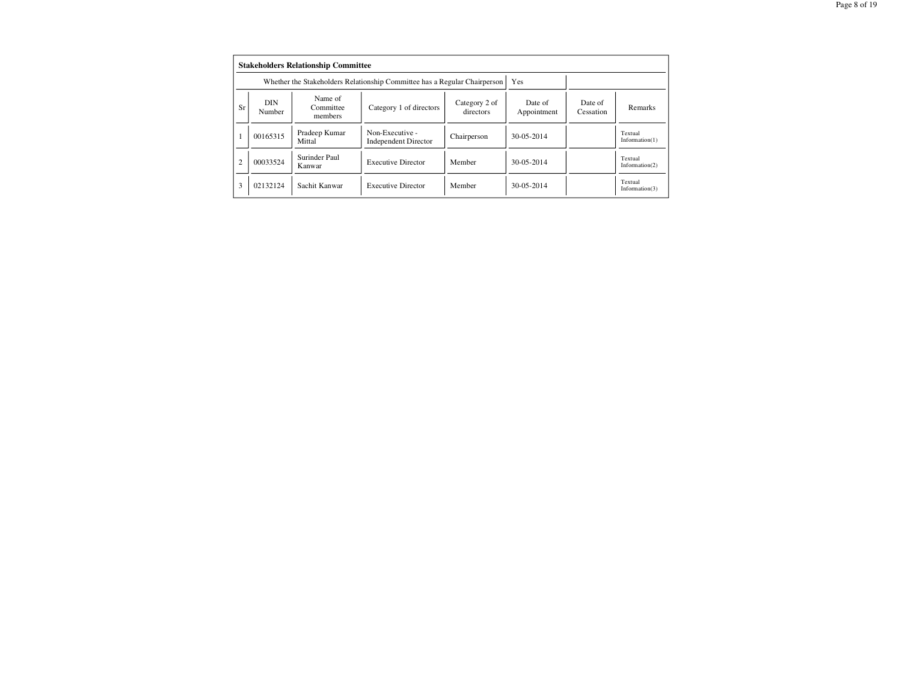**Stakeholders Relationship Committee**

| Whether the Stakeholders Relationship Committee has a Regular Chairperson | | | | | Yes | | |
|---|---|---|---|---|---|---|---|
| Sr | DIN Number | Name of Committee members | Category 1 of directors | Category 2 of directors | Date of Appointment | Date of Cessation | Remarks |
| 1 | 00165315 | Pradeep Kumar Mittal | Non-Executive - Independent Director | Chairperson | 30-05-2014 | | Textual Information(1) |
| 2 | 00033524 | Surinder Paul Kanwar | Executive Director | Member | 30-05-2014 | | Textual Information(2) |
| 3 | 02132124 | Sachit Kanwar | Executive Director | Member | 30-05-2014 | | Textual Information(3) |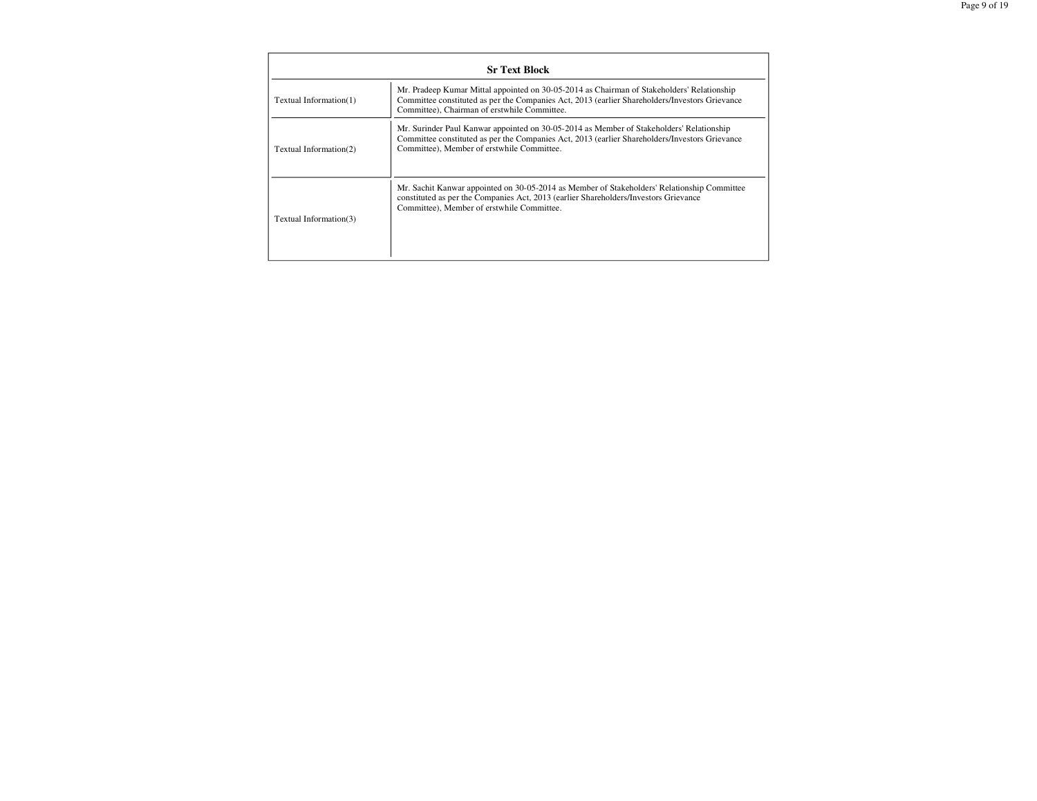| Sr Text Block | |
|---|---|
| Textual Information(1) | Mr. Pradeep Kumar Mittal appointed on 30-05-2014 as Chairman of Stakeholders' Relationship Committee constituted as per the Companies Act, 2013 (earlier Shareholders/Investors Grievance Committee), Chairman of erstwhile Committee. |
| Textual Information(2) | Mr. Surinder Paul Kanwar appointed on 30-05-2014 as Member of Stakeholders' Relationship Committee constituted as per the Companies Act, 2013 (earlier Shareholders/Investors Grievance Committee), Member of erstwhile Committee. |
| Textual Information(3) | Mr. Sachit Kanwar appointed on 30-05-2014 as Member of Stakeholders' Relationship Committee constituted as per the Companies Act, 2013 (earlier Shareholders/Investors Grievance Committee), Member of erstwhile Committee. |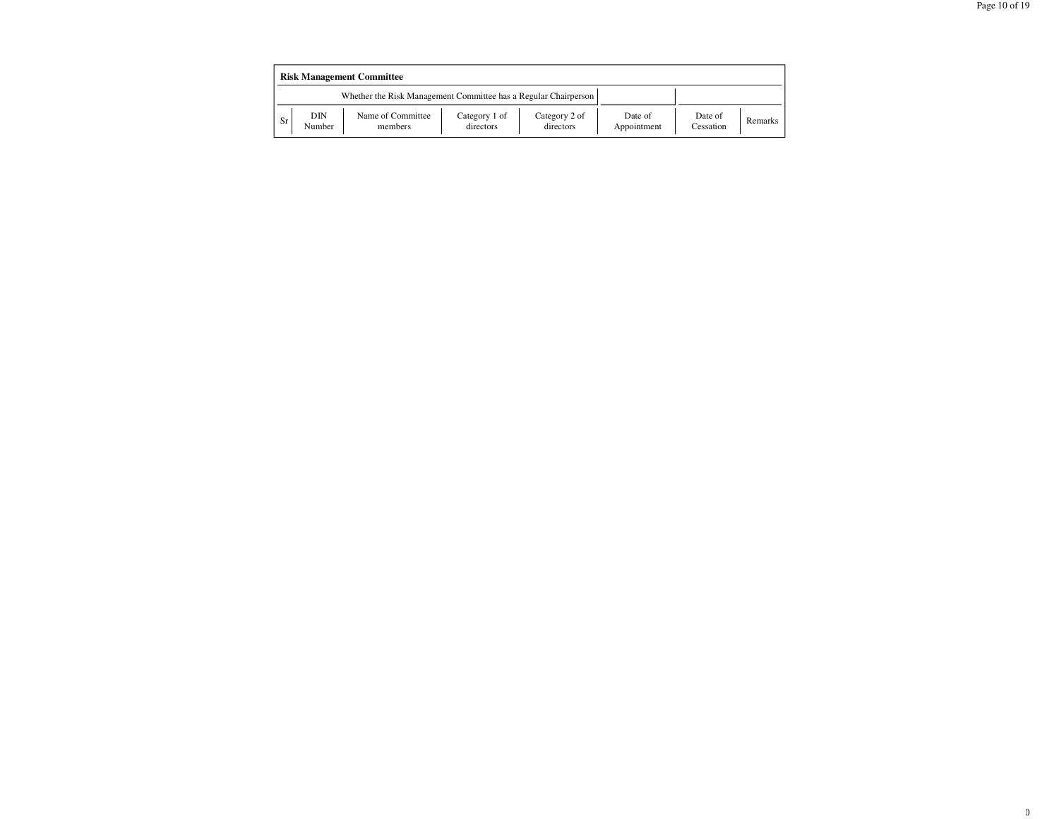**Risk Management Committee**

| Whether the Risk Management Committee has a Regular Chairperson | | | | | | | |
|---|---|---|---|---|---|---|---|
| Sr | DIN Number | Name of Committee members | Category 1 of directors | Category 2 of directors | Date of Appointment | Date of Cessation | Remarks |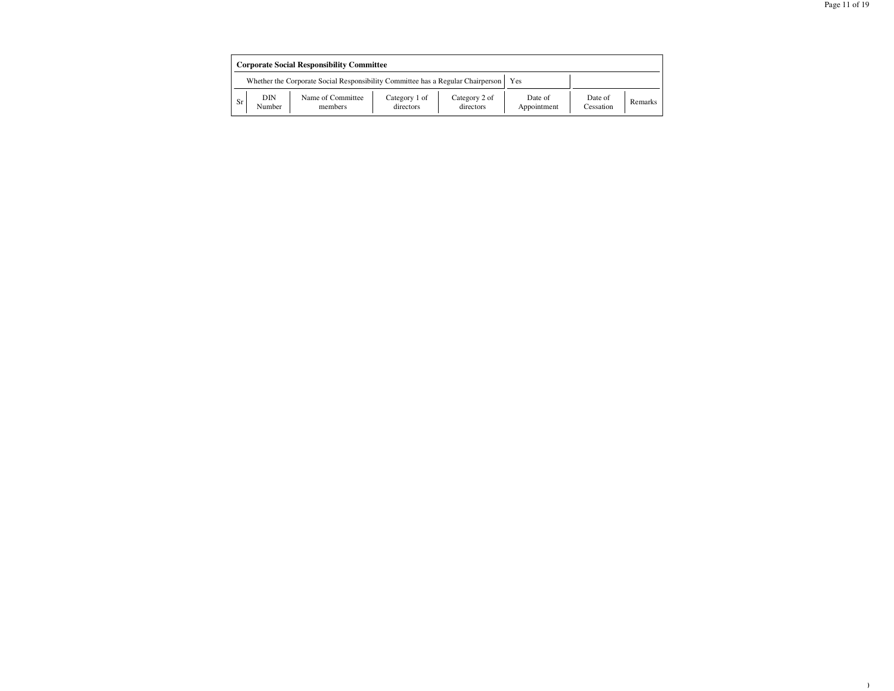**Corporate Social Responsibility Committee**

| Whether the Corporate Social Responsibility Committee has a Regular Chairperson | Yes |
|---|---|

| Sr | DIN Number | Name of Committee members | Category 1 of directors | Category 2 of directors | Date of Appointment | Date of Cessation | Remarks |
|---|---|---|---|---|---|---|---|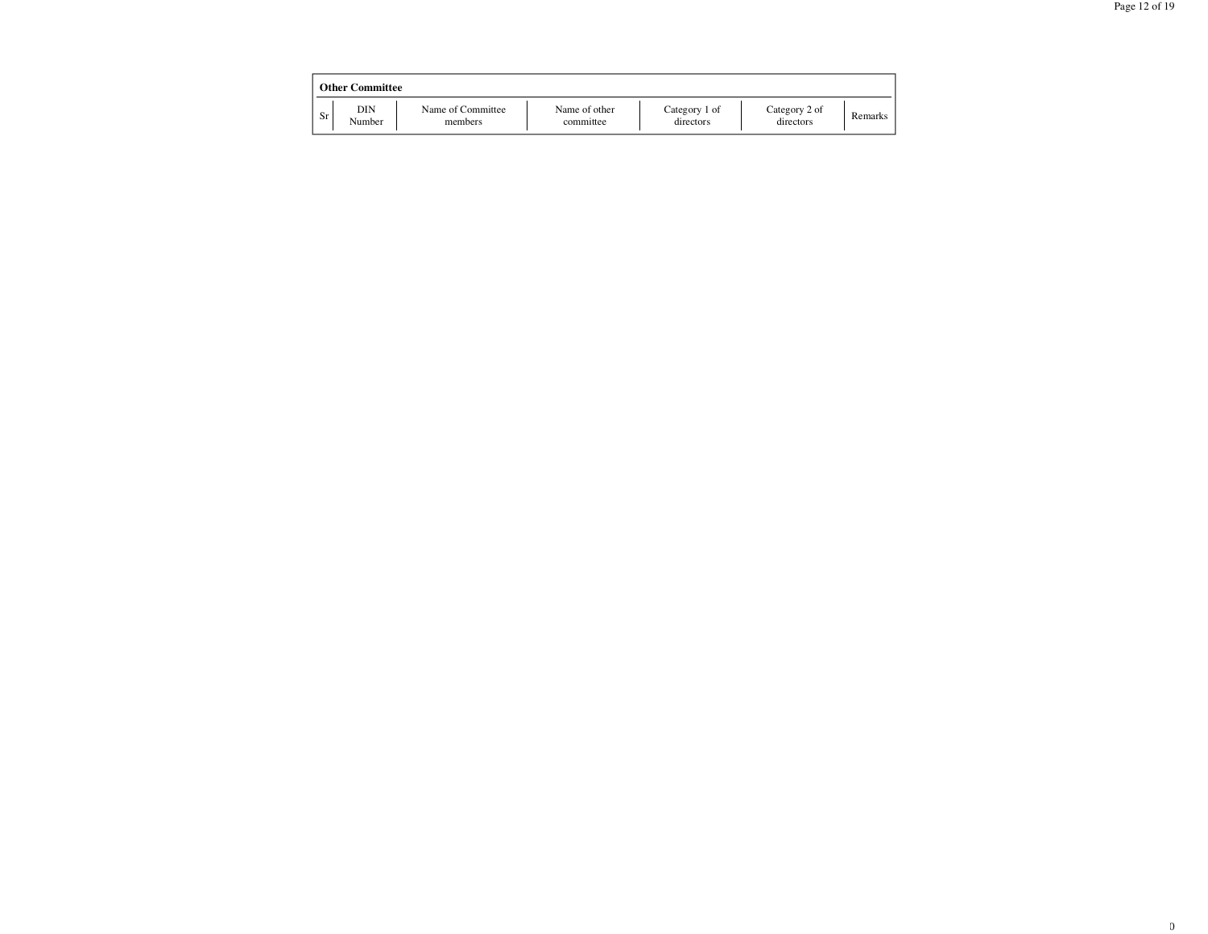**Other Committee**

| Sr | DIN Number | Name of Committee members | Name of other committee | Category 1 of directors | Category 2 of directors | Remarks |
|---|---|---|---|---|---|---|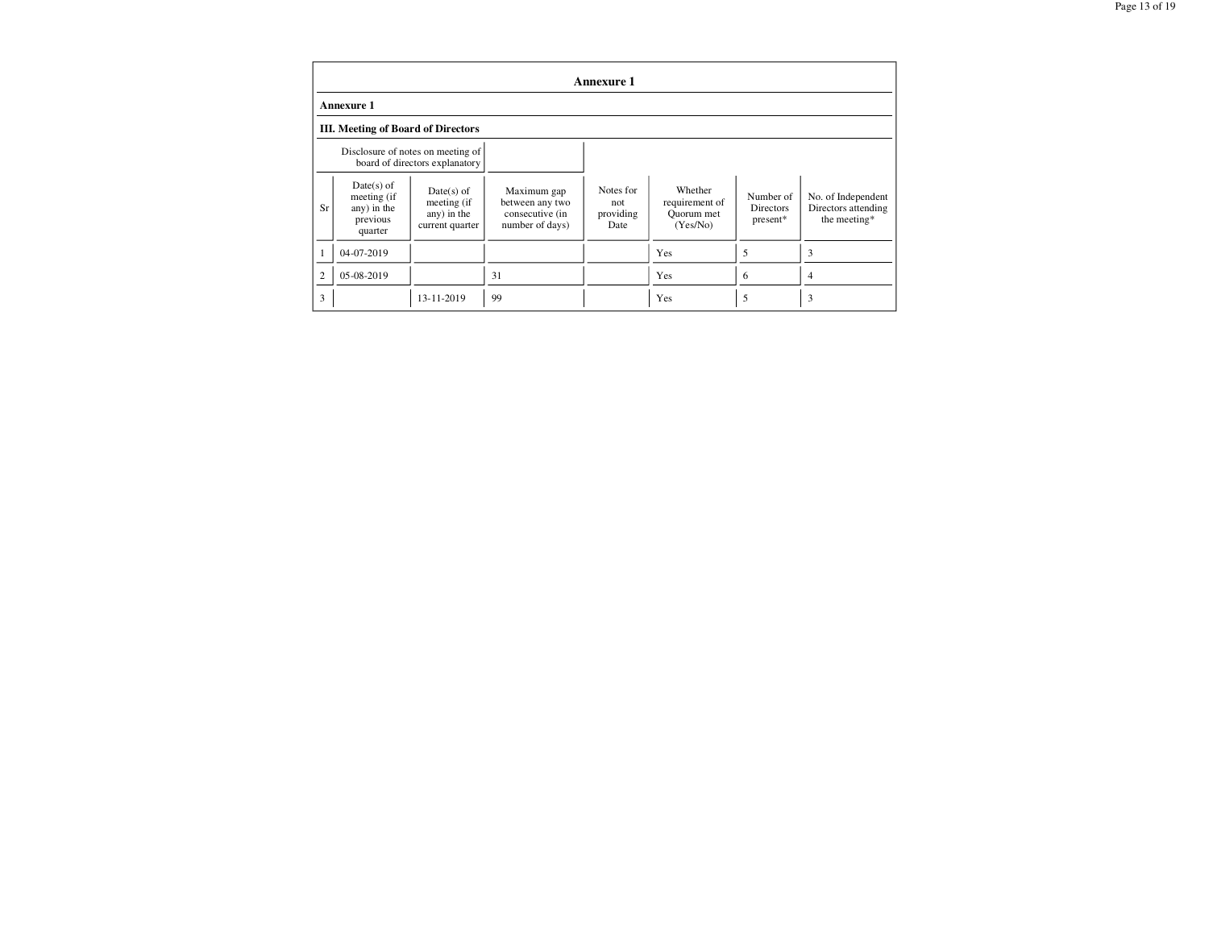## Annexure 1

### Annexure 1

### III. Meeting of Board of Directors

| | Disclosure of notes on meeting of board of directors explanatory | | | | | | |
|---|---|---|---|---|---|---|---|
| Sr | Date(s) of meeting (if any) in the previous quarter | Date(s) of meeting (if any) in the current quarter | Maximum gap between any two consecutive (in number of days) | Notes for not providing Date | Whether requirement of Quorum met (Yes/No) | Number of Directors present* | No. of Independent Directors attending the meeting* |
| 1 | 04-07-2019 | | | | Yes | 5 | 3 |
| 2 | 05-08-2019 | | 31 | | Yes | 6 | 4 |
| 3 | | 13-11-2019 | 99 | | Yes | 5 | 3 |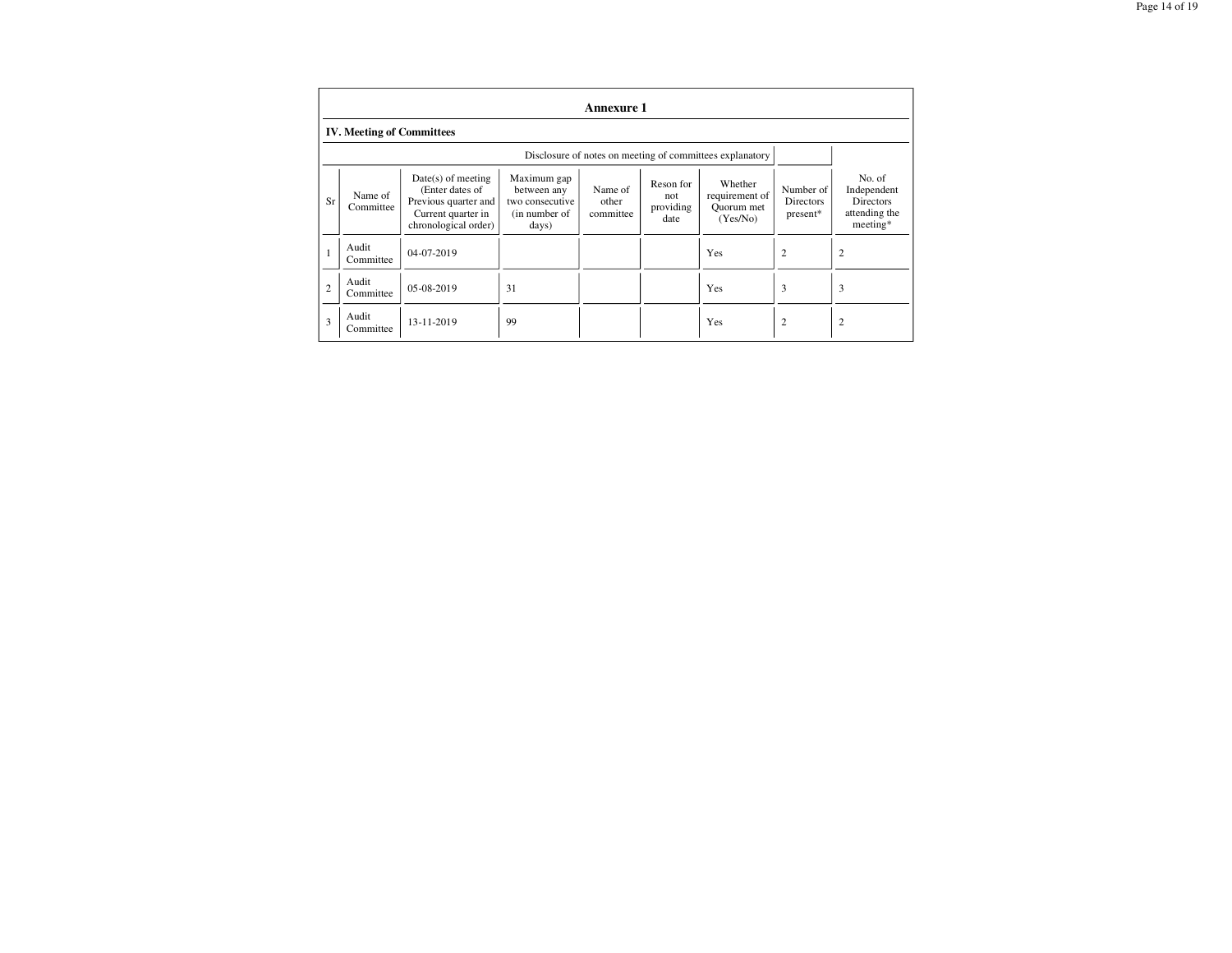## Annexure 1

### IV. Meeting of Committees

| Disclosure of notes on meeting of committees explanatory | |
|---|---|

| Sr | Name of Committee | Date(s) of meeting (Enter dates of Previous quarter and Current quarter in chronological order) | Maximum gap between any two consecutive (in number of days) | Name of other committee | Reson for not providing date | Whether requirement of Quorum met (Yes/No) | Number of Directors present* | No. of Independent Directors attending the meeting* |
|---|---|---|---|---|---|---|---|---|
| 1 | Audit Committee | 04-07-2019 | | | | Yes | 2 | 2 |
| 2 | Audit Committee | 05-08-2019 | 31 | | | Yes | 3 | 3 |
| 3 | Audit Committee | 13-11-2019 | 99 | | | Yes | 2 | 2 |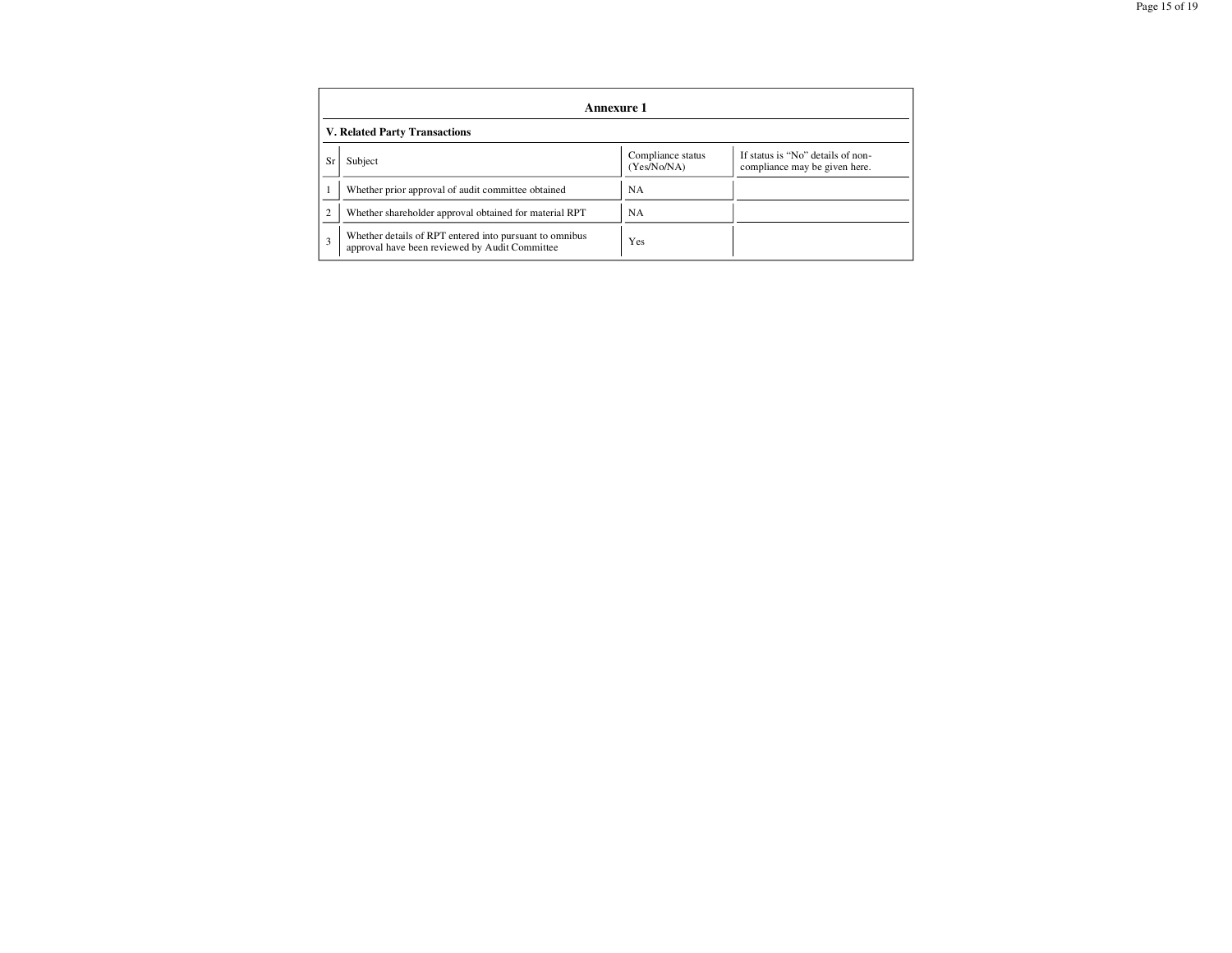## Annexure 1

### V. Related Party Transactions

| Sr | Subject | Compliance status (Yes/No/NA) | If status is "No" details of non-compliance may be given here. |
|---|---|---|---|
| 1 | Whether prior approval of audit committee obtained | NA | |
| 2 | Whether shareholder approval obtained for material RPT | NA | |
| 3 | Whether details of RPT entered into pursuant to omnibus approval have been reviewed by Audit Committee | Yes | |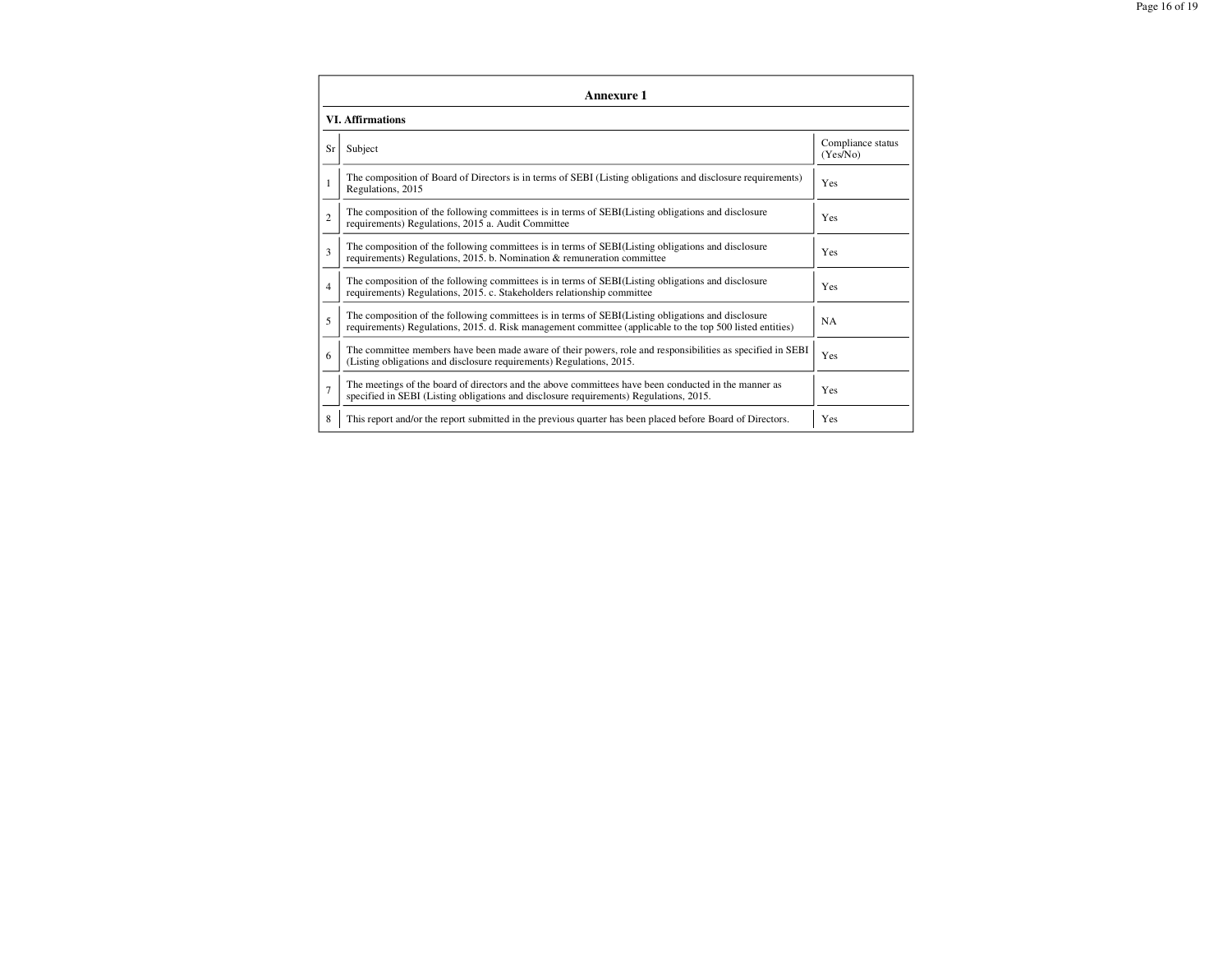## Annexure 1

### VI. Affirmations

| Sr | Subject | Compliance status (Yes/No) |
|---|---|---|
| 1 | The composition of Board of Directors is in terms of SEBI (Listing obligations and disclosure requirements) Regulations, 2015 | Yes |
| 2 | The composition of the following committees is in terms of SEBI(Listing obligations and disclosure requirements) Regulations, 2015 a. Audit Committee | Yes |
| 3 | The composition of the following committees is in terms of SEBI(Listing obligations and disclosure requirements) Regulations, 2015. b. Nomination & remuneration committee | Yes |
| 4 | The composition of the following committees is in terms of SEBI(Listing obligations and disclosure requirements) Regulations, 2015. c. Stakeholders relationship committee | Yes |
| 5 | The composition of the following committees is in terms of SEBI(Listing obligations and disclosure requirements) Regulations, 2015. d. Risk management committee (applicable to the top 500 listed entities) | NA |
| 6 | The committee members have been made aware of their powers, role and responsibilities as specified in SEBI (Listing obligations and disclosure requirements) Regulations, 2015. | Yes |
| 7 | The meetings of the board of directors and the above committees have been conducted in the manner as specified in SEBI (Listing obligations and disclosure requirements) Regulations, 2015. | Yes |
| 8 | This report and/or the report submitted in the previous quarter has been placed before Board of Directors. | Yes |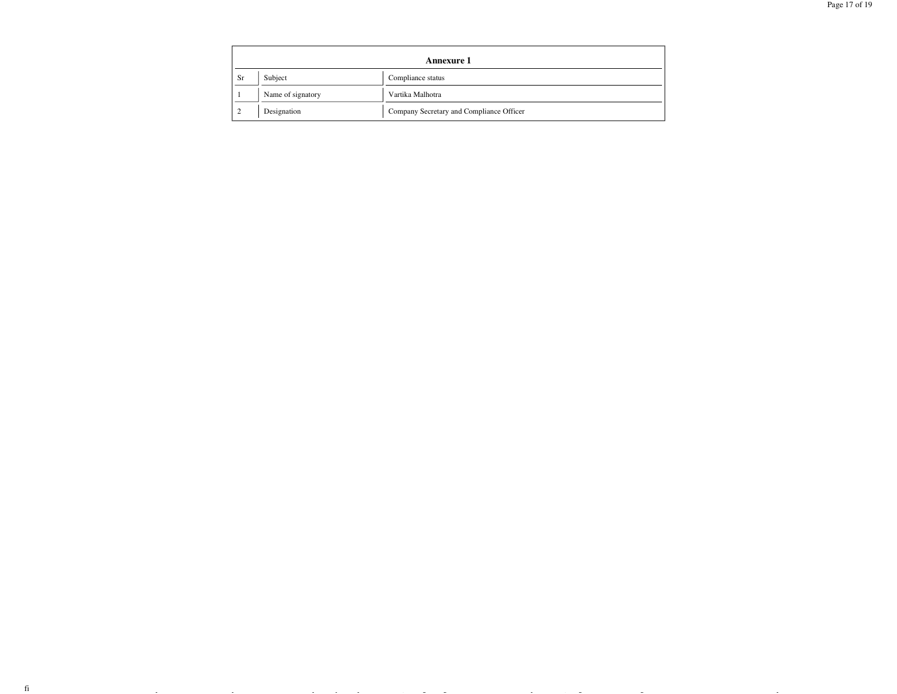| Annexure 1 | | |
|---|---|---|
| Sr | Subject | Compliance status |
| 1 | Name of signatory | Vartika Malhotra |
| 2 | Designation | Company Secretary and Compliance Officer |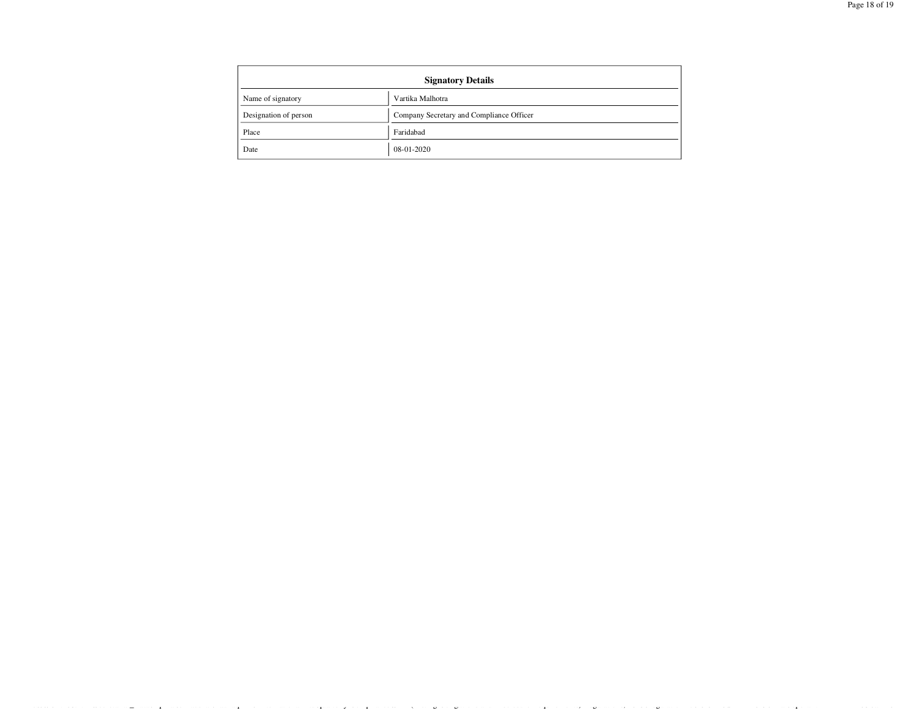| Signatory Details | |
|---|---|
| Name of signatory | Vartika Malhotra |
| Designation of person | Company Secretary and Compliance Officer |
| Place | Faridabad |
| Date | 08-01-2020 |